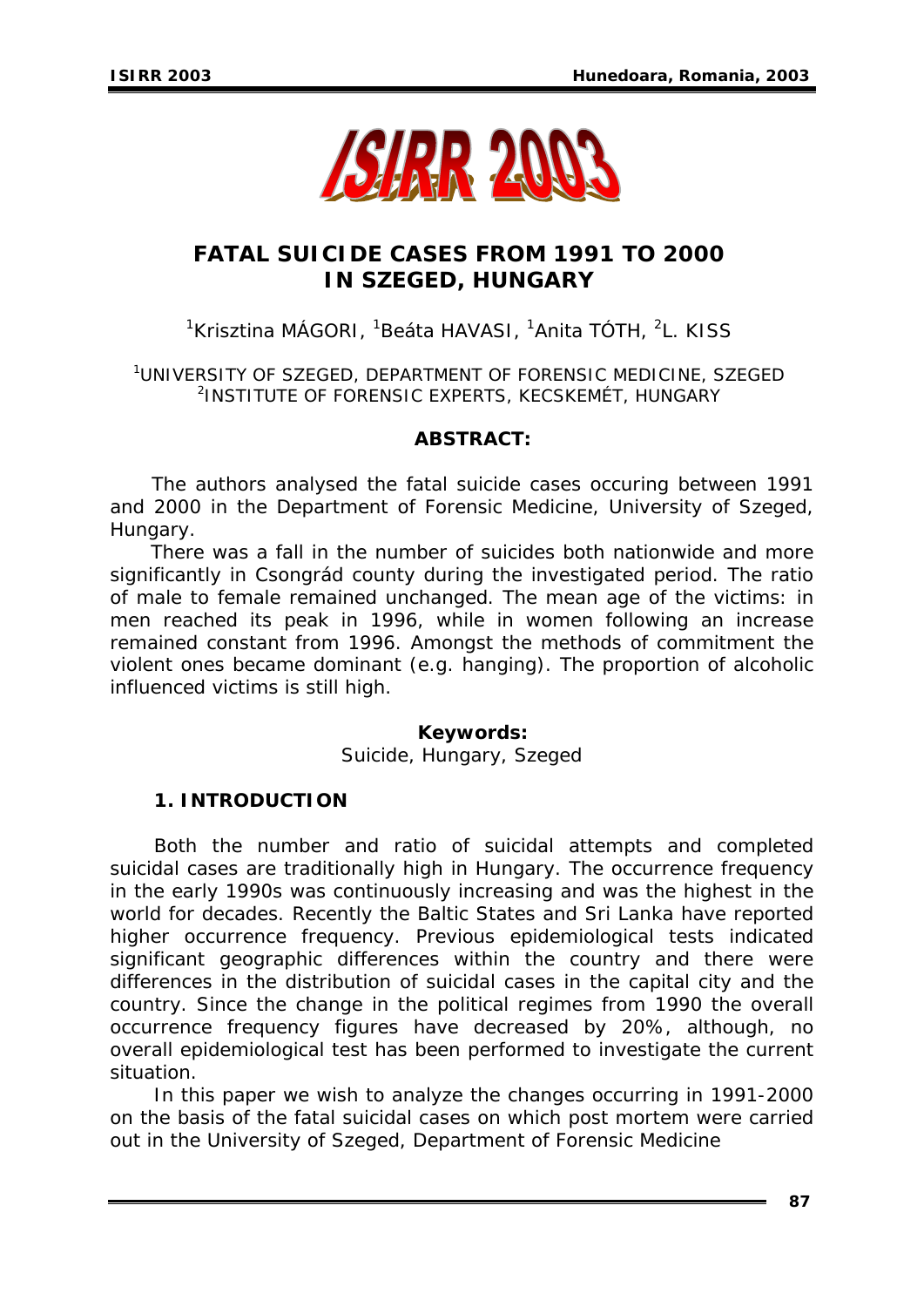# FATAL SUICIDE CASES FROM 1991 TO 2000 IN SZEGED, HUNGARY

[1]Krisztina MÁGORI, [1]Beáta HAVASI, [1]Anita TÓTH, [2]L. KISS

[1]UNIVERSITY OF SZEGED, DEPARTMENT OF FORENSIC MEDICINE, SZEGED
[2]INSTITUTE OF FORENSIC EXPERTS, KECSKEMÉT, HUNGARY

**ABSTRACT:**

The authors analysed the fatal suicide cases occuring between 1991 and 2000 in the Department of Forensic Medicine, University of Szeged, Hungary.

There was a fall in the number of suicides both nationwide and more significantly in Csongrád county during the investigated period. The ratio of male to female remained unchanged. The mean age of the victims: in men reached its peak in 1996, while in women following an increase remained constant from 1996. Amongst the methods of commitment the violent ones became dominant (e.g. hanging). The proportion of alcoholic influenced victims is still high.

**Keywords:**
Suicide, Hungary, Szeged

## 1. INTRODUCTION

Both the number and ratio of suicidal attempts and completed suicidal cases are traditionally high in Hungary. The occurrence frequency in the early 1990s was continuously increasing and was the highest in the world for decades. Recently the Baltic States and Sri Lanka have reported higher occurrence frequency. Previous epidemiological tests indicated significant geographic differences within the country and there were differences in the distribution of suicidal cases in the capital city and the country. Since the change in the political regimes from 1990 the overall occurrence frequency figures have decreased by 20%, although, no overall epidemiological test has been performed to investigate the current situation.

In this paper we wish to analyze the changes occurring in 1991-2000 on the basis of the fatal suicidal cases on which post mortem were carried out in the University of Szeged, Department of Forensic Medicine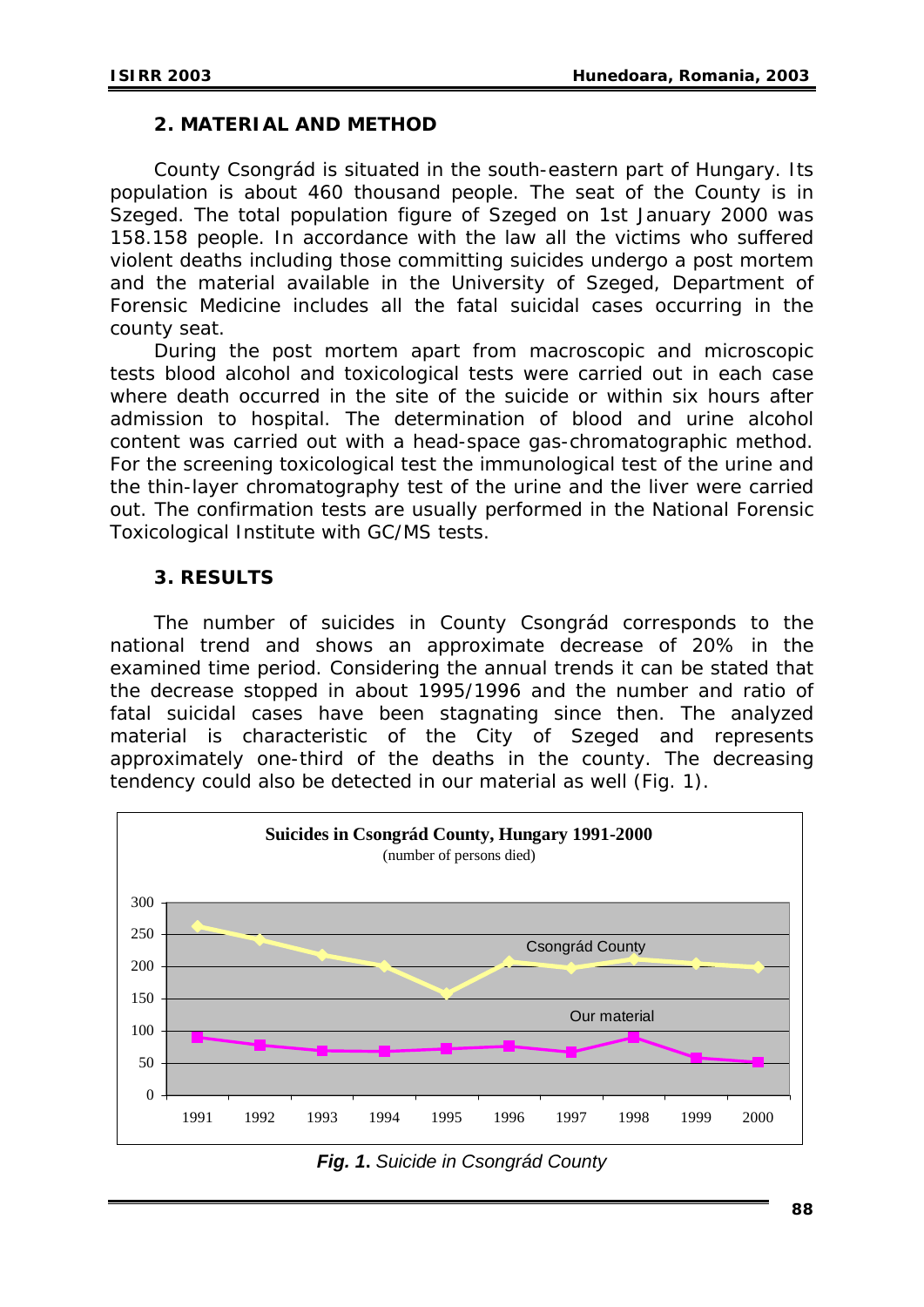## 2. MATERIAL AND METHOD

County Csongrád is situated in the south-eastern part of Hungary. Its population is about 460 thousand people. The seat of the County is in Szeged. The total population figure of Szeged on 1st January 2000 was 158.158 people. In accordance with the law all the victims who suffered violent deaths including those committing suicides undergo a post mortem and the material available in the University of Szeged, Department of Forensic Medicine includes all the fatal suicidal cases occurring in the county seat.

During the post mortem apart from macroscopic and microscopic tests blood alcohol and toxicological tests were carried out in each case where death occurred in the site of the suicide or within six hours after admission to hospital. The determination of blood and urine alcohol content was carried out with a head-space gas-chromatographic method. For the screening toxicological test the immunological test of the urine and the thin-layer chromatography test of the urine and the liver were carried out. The confirmation tests are usually performed in the National Forensic Toxicological Institute with GC/MS tests.

## 3. RESULTS

The number of suicides in County Csongrád corresponds to the national trend and shows an approximate decrease of 20% in the examined time period. Considering the annual trends it can be stated that the decrease stopped in about 1995/1996 and the number and ratio of fatal suicidal cases have been stagnating since then. The analyzed material is characteristic of the City of Szeged and represents approximately one-third of the deaths in the county. The decreasing tendency could also be detected in our material as well (Fig. 1).

**Suicides in Csongrád County, Hungary 1991-2000**
(number of persons died)

*[Line chart: Csongrád County and Our material, 1991–2000]*

***Fig. 1.*** *Suicide in Csongrád County*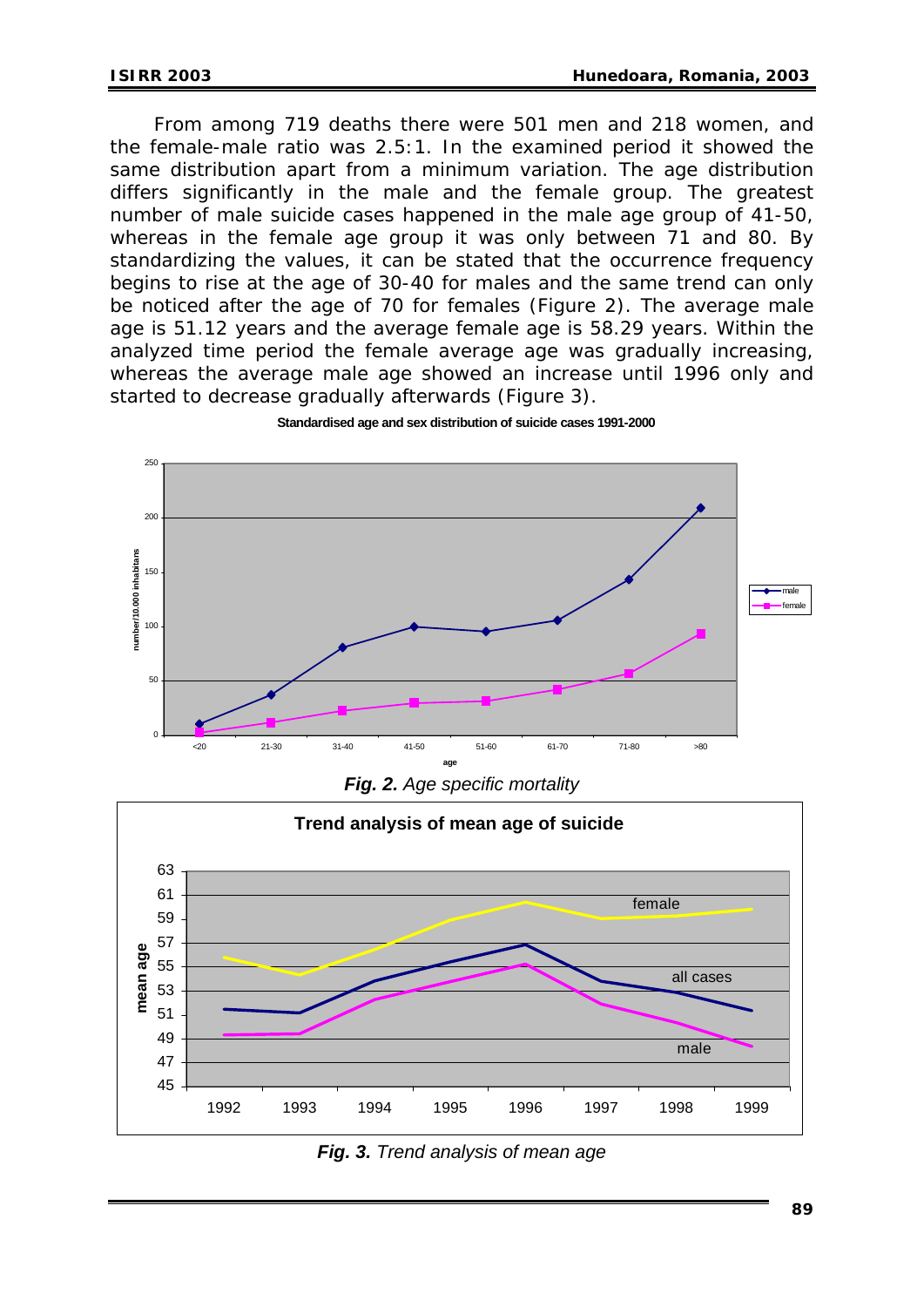From among 719 deaths there were 501 men and 218 women, and the female-male ratio was 2.5:1. In the examined period it showed the same distribution apart from a minimum variation. The age distribution differs significantly in the male and the female group. The greatest number of male suicide cases happened in the male age group of 41-50, whereas in the female age group it was only between 71 and 80. By standardizing the values, it can be stated that the occurrence frequency begins to rise at the age of 30-40 for males and the same trend can only be noticed after the age of 70 for females (Figure 2). The average male age is 51.12 years and the average female age is 58.29 years. Within the analyzed time period the female average age was gradually increasing, whereas the average male age showed an increase until 1996 only and started to decrease gradually afterwards (Figure 3).

***Fig. 2.*** *Age specific mortality*

***Fig. 3.*** *Trend analysis of mean age*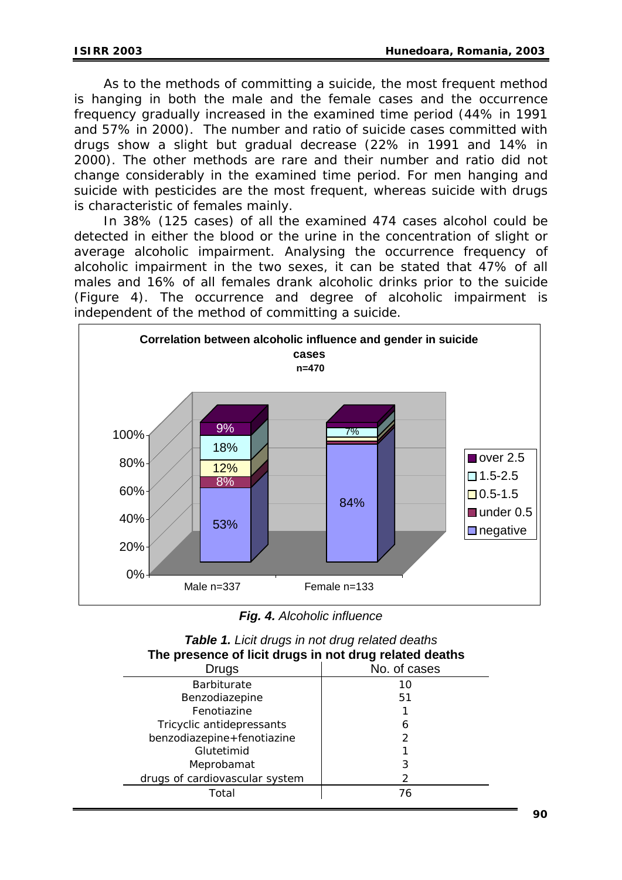As to the methods of committing a suicide, the most frequent method is hanging in both the male and the female cases and the occurrence frequency gradually increased in the examined time period (44% in 1991 and 57% in 2000). The number and ratio of suicide cases committed with drugs show a slight but gradual decrease (22% in 1991 and 14% in 2000). The other methods are rare and their number and ratio did not change considerably in the examined time period. For men hanging and suicide with pesticides are the most frequent, whereas suicide with drugs is characteristic of females mainly.

In 38% (125 cases) of all the examined 474 cases alcohol could be detected in either the blood or the urine in the concentration of slight or average alcoholic impairment. Analysing the occurrence frequency of alcoholic impairment in the two sexes, it can be stated that 47% of all males and 16% of all females drank alcoholic drinks prior to the suicide (Figure 4). The occurrence and degree of alcoholic impairment is independent of the method of committing a suicide.

**Correlation between alcoholic influence and gender in suicide cases**
**n=470**

| | Male n=337 | Female n=133 |
|---|---|---|
| over 2.5 | 9% | |
| 1.5-2.5 | 18% | 7% |
| 0.5-1.5 | 12% | |
| under 0.5 | 8% | |
| negative | 53% | 84% |

***Fig. 4.*** *Alcoholic influence*

***Table 1.*** *Licit drugs in not drug related deaths*

**The presence of licit drugs in not drug related deaths**

| Drugs | No. of cases |
|---|---|
| Barbiturate | 10 |
| Benzodiazepine | 51 |
| Fenotiazine | 1 |
| Tricyclic antidepressants | 6 |
| benzodiazepine+fenotiazine | 2 |
| Glutetimid | 1 |
| Meprobamat | 3 |
| drugs of cardiovascular system | 2 |
| Total | 76 |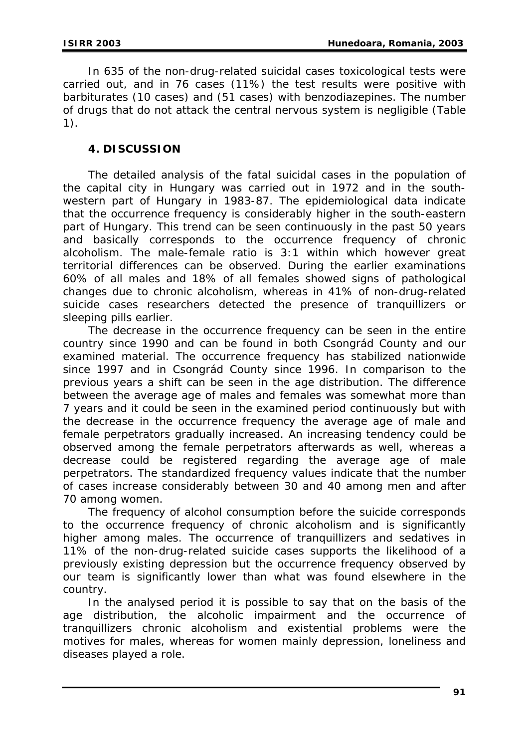In 635 of the non-drug-related suicidal cases toxicological tests were carried out, and in 76 cases (11%) the test results were positive with barbiturates (10 cases) and (51 cases) with benzodiazepines. The number of drugs that do not attack the central nervous system is negligible (Table 1).

## 4. DISCUSSION

The detailed analysis of the fatal suicidal cases in the population of the capital city in Hungary was carried out in 1972 and in the south-western part of Hungary in 1983-87. The epidemiological data indicate that the occurrence frequency is considerably higher in the south-eastern part of Hungary. This trend can be seen continuously in the past 50 years and basically corresponds to the occurrence frequency of chronic alcoholism. The male-female ratio is 3:1 within which however great territorial differences can be observed. During the earlier examinations 60% of all males and 18% of all females showed signs of pathological changes due to chronic alcoholism, whereas in 41% of non-drug-related suicide cases researchers detected the presence of tranquillizers or sleeping pills earlier.

The decrease in the occurrence frequency can be seen in the entire country since 1990 and can be found in both Csongrád County and our examined material. The occurrence frequency has stabilized nationwide since 1997 and in Csongrád County since 1996. In comparison to the previous years a shift can be seen in the age distribution. The difference between the average age of males and females was somewhat more than 7 years and it could be seen in the examined period continuously but with the decrease in the occurrence frequency the average age of male and female perpetrators gradually increased. An increasing tendency could be observed among the female perpetrators afterwards as well, whereas a decrease could be registered regarding the average age of male perpetrators. The standardized frequency values indicate that the number of cases increase considerably between 30 and 40 among men and after 70 among women.

The frequency of alcohol consumption before the suicide corresponds to the occurrence frequency of chronic alcoholism and is significantly higher among males. The occurrence of tranquillizers and sedatives in 11% of the non-drug-related suicide cases supports the likelihood of a previously existing depression but the occurrence frequency observed by our team is significantly lower than what was found elsewhere in the country.

In the analysed period it is possible to say that on the basis of the age distribution, the alcoholic impairment and the occurrence of tranquillizers chronic alcoholism and existential problems were the motives for males, whereas for women mainly depression, loneliness and diseases played a role.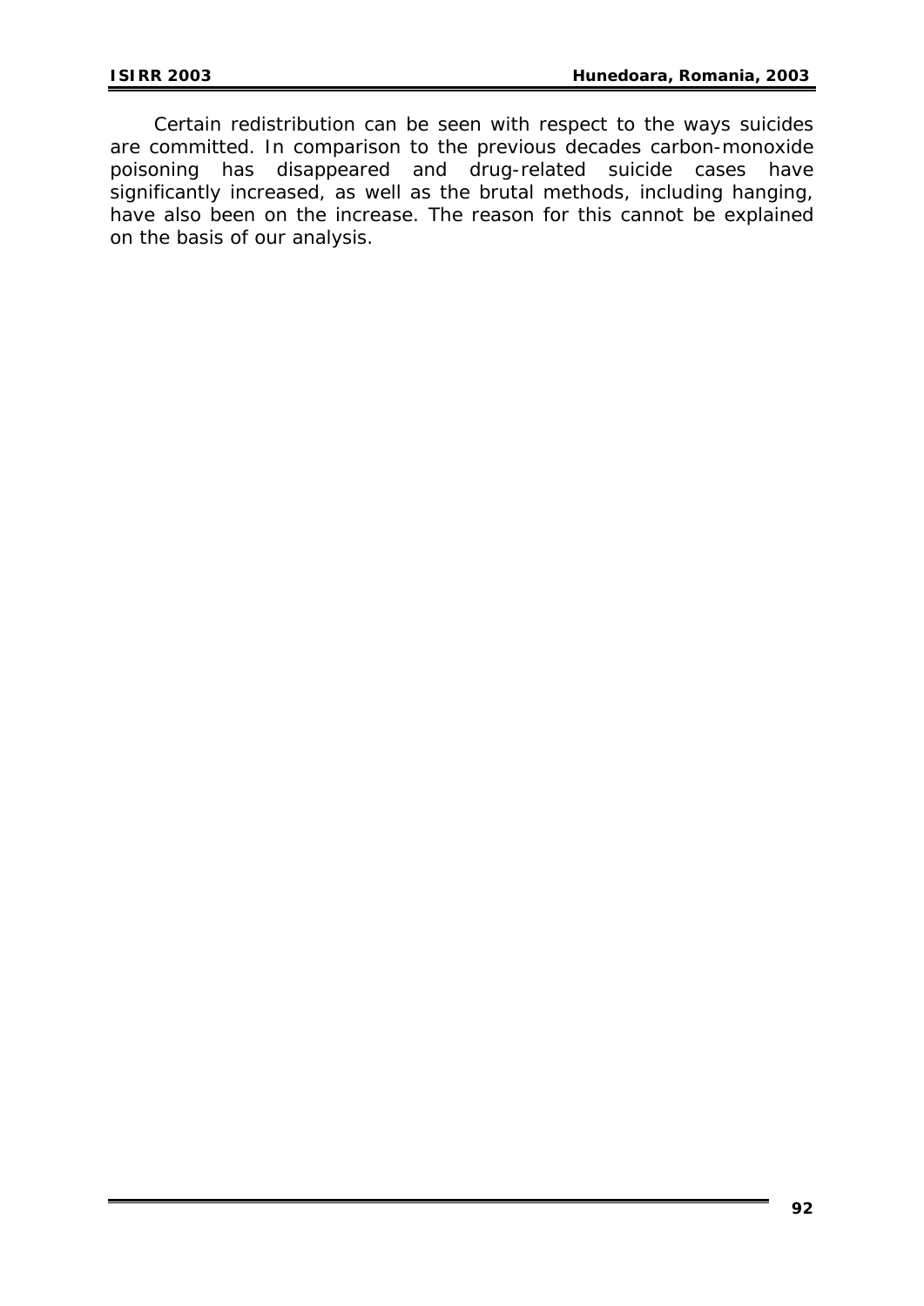Certain redistribution can be seen with respect to the ways suicides are committed. In comparison to the previous decades carbon-monoxide poisoning has disappeared and drug-related suicide cases have significantly increased, as well as the brutal methods, including hanging, have also been on the increase. The reason for this cannot be explained on the basis of our analysis.